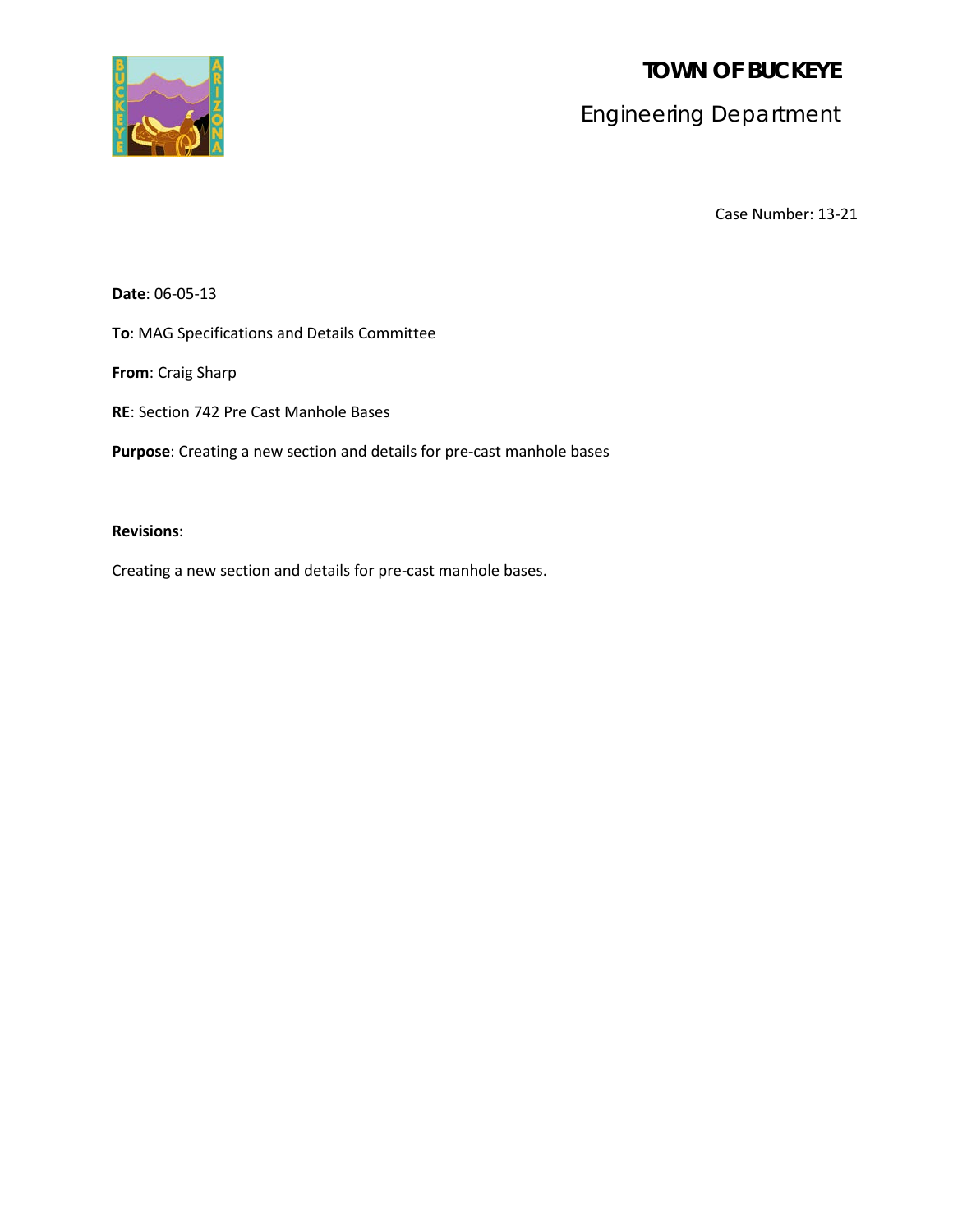# TOWN OF BUCKEYE

## Engineering Department

Case Number: 13-21

**Date**: 06-05-13

**To**: MAG Specifications and Details Committee

**From**: Craig Sharp

**RE**: Section 742 Pre Cast Manhole Bases

**Purpose**: Creating a new section and details for pre-cast manhole bases

**Revisions**:

Creating a new section and details for pre-cast manhole bases.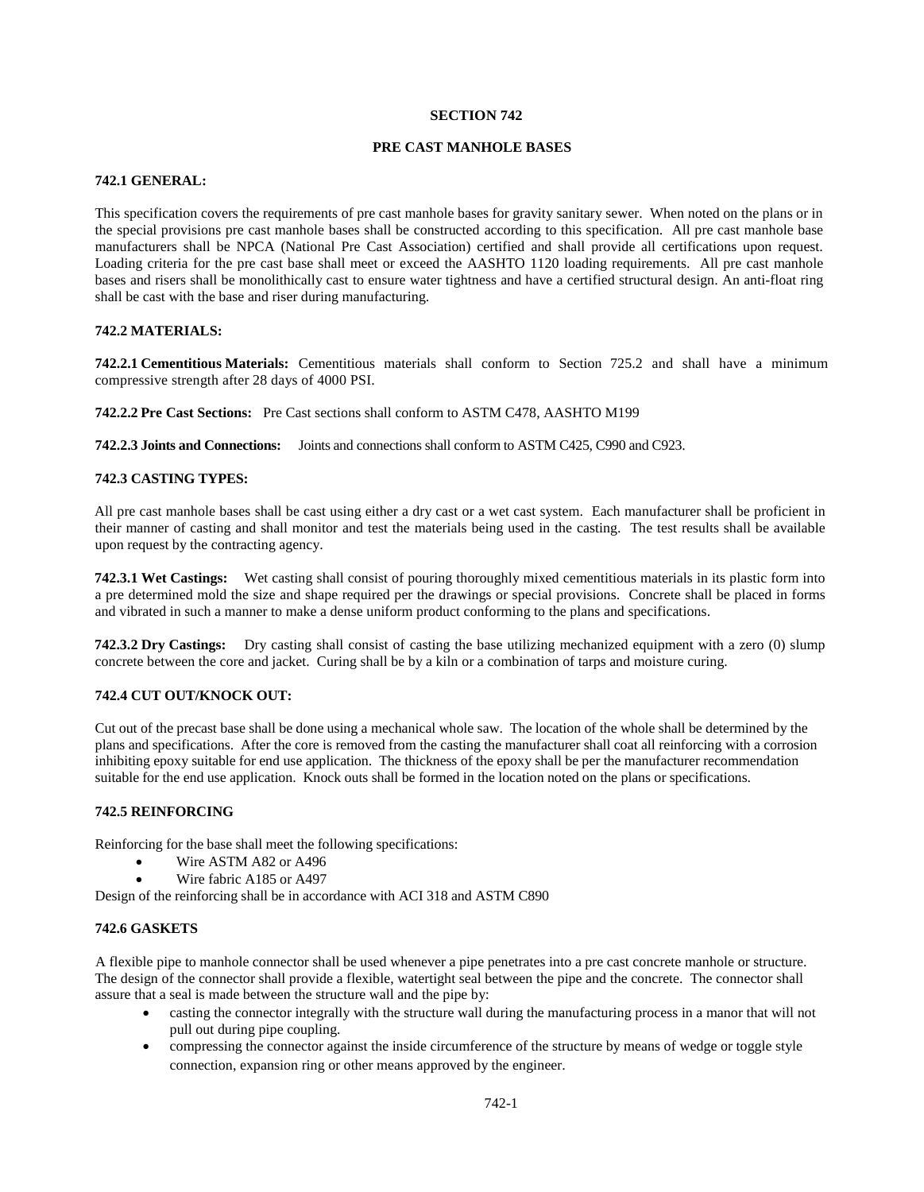# SECTION 742

## PRE CAST MANHOLE BASES

### 742.1 GENERAL:

This specification covers the requirements of pre cast manhole bases for gravity sanitary sewer. When noted on the plans or in the special provisions pre cast manhole bases shall be constructed according to this specification. All pre cast manhole base manufacturers shall be NPCA (National Pre Cast Association) certified and shall provide all certifications upon request. Loading criteria for the pre cast base shall meet or exceed the AASHTO 1120 loading requirements. All pre cast manhole bases and risers shall be monolithically cast to ensure water tightness and have a certified structural design. An anti-float ring shall be cast with the base and riser during manufacturing.

### 742.2 MATERIALS:

**742.2.1 Cementitious Materials:** Cementitious materials shall conform to Section 725.2 and shall have a minimum compressive strength after 28 days of 4000 PSI.

**742.2.2 Pre Cast Sections:** Pre Cast sections shall conform to ASTM C478, AASHTO M199

**742.2.3 Joints and Connections:** Joints and connections shall conform to ASTM C425, C990 and C923.

### 742.3 CASTING TYPES:

All pre cast manhole bases shall be cast using either a dry cast or a wet cast system. Each manufacturer shall be proficient in their manner of casting and shall monitor and test the materials being used in the casting. The test results shall be available upon request by the contracting agency.

**742.3.1 Wet Castings:** Wet casting shall consist of pouring thoroughly mixed cementitious materials in its plastic form into a pre determined mold the size and shape required per the drawings or special provisions. Concrete shall be placed in forms and vibrated in such a manner to make a dense uniform product conforming to the plans and specifications.

**742.3.2 Dry Castings:** Dry casting shall consist of casting the base utilizing mechanized equipment with a zero (0) slump concrete between the core and jacket. Curing shall be by a kiln or a combination of tarps and moisture curing.

### 742.4 CUT OUT/KNOCK OUT:

Cut out of the precast base shall be done using a mechanical whole saw. The location of the whole shall be determined by the plans and specifications. After the core is removed from the casting the manufacturer shall coat all reinforcing with a corrosion inhibiting epoxy suitable for end use application. The thickness of the epoxy shall be per the manufacturer recommendation suitable for the end use application. Knock outs shall be formed in the location noted on the plans or specifications.

### 742.5 REINFORCING

Reinforcing for the base shall meet the following specifications:

- Wire ASTM A82 or A496
- Wire fabric A185 or A497

Design of the reinforcing shall be in accordance with ACI 318 and ASTM C890

### 742.6 GASKETS

A flexible pipe to manhole connector shall be used whenever a pipe penetrates into a pre cast concrete manhole or structure. The design of the connector shall provide a flexible, watertight seal between the pipe and the concrete. The connector shall assure that a seal is made between the structure wall and the pipe by:

- casting the connector integrally with the structure wall during the manufacturing process in a manor that will not pull out during pipe coupling.
- compressing the connector against the inside circumference of the structure by means of wedge or toggle style connection, expansion ring or other means approved by the engineer.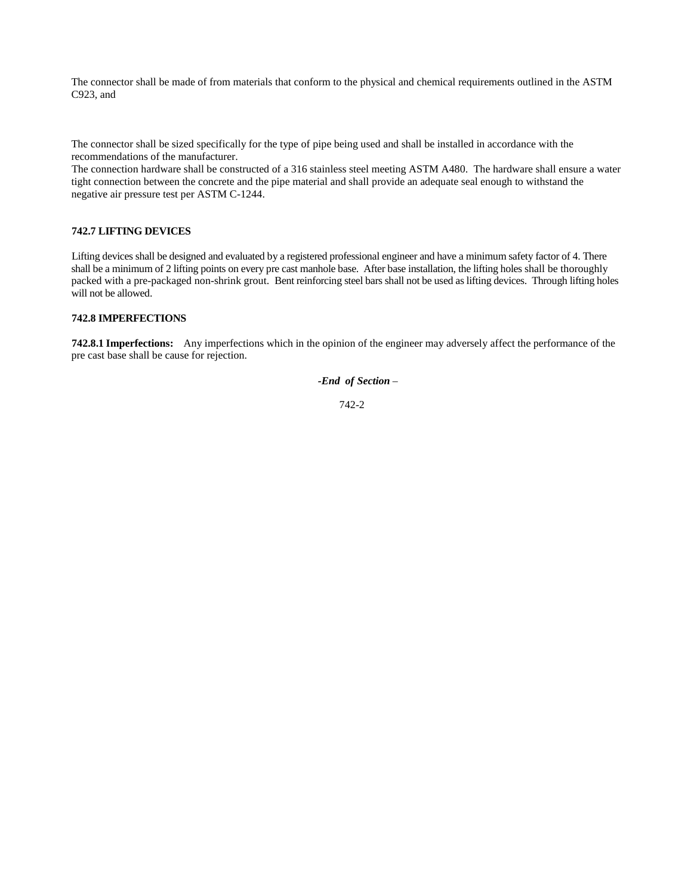The connector shall be made of from materials that conform to the physical and chemical requirements outlined in the ASTM C923, and

The connector shall be sized specifically for the type of pipe being used and shall be installed in accordance with the recommendations of the manufacturer.
The connection hardware shall be constructed of a 316 stainless steel meeting ASTM A480. The hardware shall ensure a water tight connection between the concrete and the pipe material and shall provide an adequate seal enough to withstand the negative air pressure test per ASTM C-1244.

### 742.7 LIFTING DEVICES

Lifting devices shall be designed and evaluated by a registered professional engineer and have a minimum safety factor of 4. There shall be a minimum of 2 lifting points on every pre cast manhole base. After base installation, the lifting holes shall be thoroughly packed with a pre-packaged non-shrink grout. Bent reinforcing steel bars shall not be used as lifting devices. Through lifting holes will not be allowed.

### 742.8 IMPERFECTIONS

**742.8.1 Imperfections:** Any imperfections which in the opinion of the engineer may adversely affect the performance of the pre cast base shall be cause for rejection.

***-End of Section*** –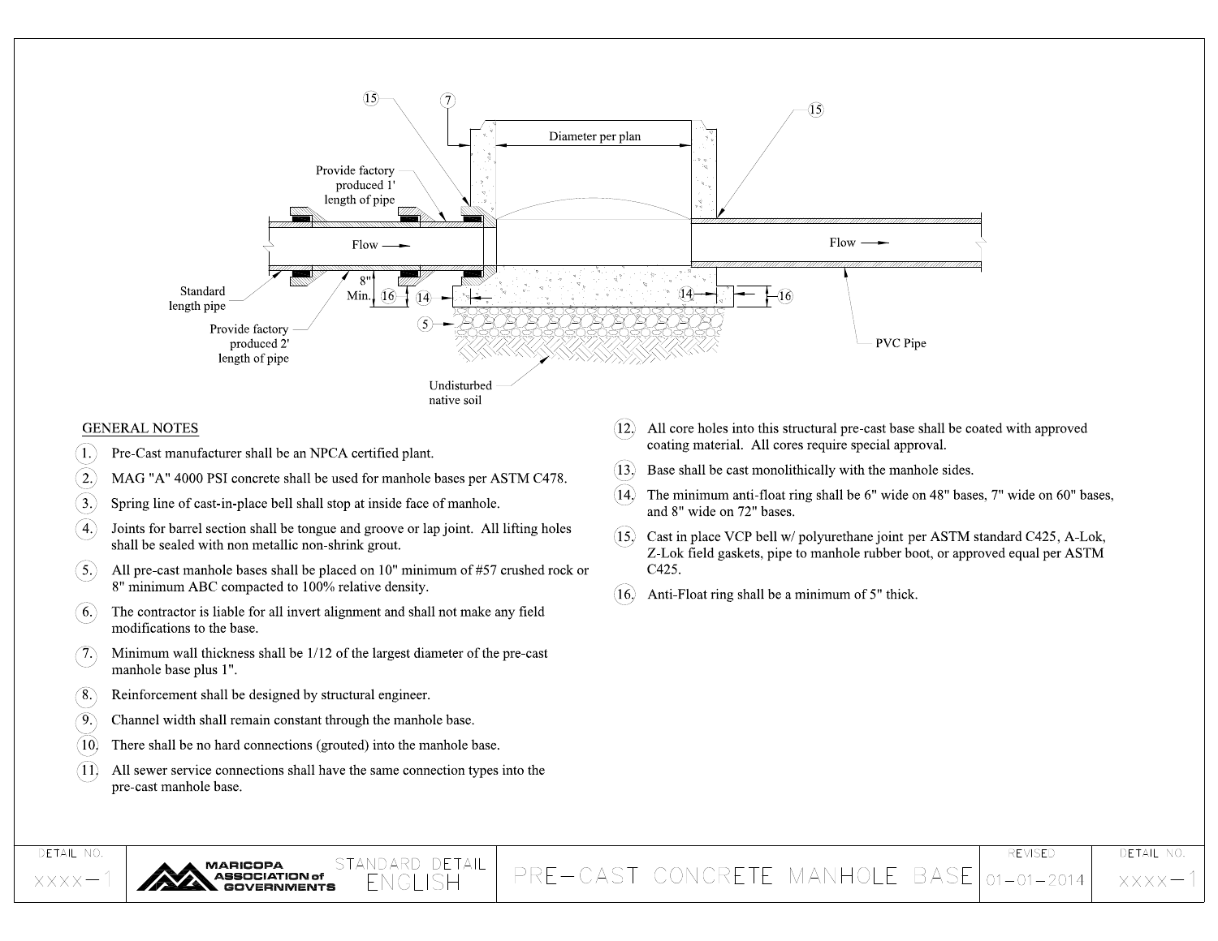Diameter per plan

Provide factory produced 1' length of pipe

Flow

Flow

Standard length pipe

Provide factory produced 2' length of pipe

8" Min.

PVC Pipe

Undisturbed native soil

## GENERAL NOTES

1. Pre-Cast manufacturer shall be an NPCA certified plant.
2. MAG "A" 4000 PSI concrete shall be used for manhole bases per ASTM C478.
3. Spring line of cast-in-place bell shall stop at inside face of manhole.
4. Joints for barrel section shall be tongue and groove or lap joint. All lifting holes shall be sealed with non metallic non-shrink grout.
5. All pre-cast manhole bases shall be placed on 10" minimum of #57 crushed rock or 8" minimum ABC compacted to 100% relative density.
6. The contractor is liable for all invert alignment and shall not make any field modifications to the base.
7. Minimum wall thickness shall be 1/12 of the largest diameter of the pre-cast manhole base plus 1".
8. Reinforcement shall be designed by structural engineer.
9. Channel width shall remain constant through the manhole base.
10. There shall be no hard connections (grouted) into the manhole base.
11. All sewer service connections shall have the same connection types into the pre-cast manhole base.
12. All core holes into this structural pre-cast base shall be coated with approved coating material. All cores require special approval.
13. Base shall be cast monolithically with the manhole sides.
14. The minimum anti-float ring shall be 6" wide on 48" bases, 7" wide on 60" bases, and 8" wide on 72" bases.
15. Cast in place VCP bell w/ polyurethane joint per ASTM standard C425, A-Lok, Z-Lok field gaskets, pipe to manhole rubber boot, or approved equal per ASTM C425.
16. Anti-Float ring shall be a minimum of 5" thick.

| DETAIL NO. | | STANDARD DETAIL | | REVISED | DETAIL NO. |
|---|---|---|---|---|---|
| XXXX-1 | MARICOPA ASSOCIATION of GOVERNMENTS | ENGLISH | PRE-CAST CONCRETE MANHOLE BASE | 01-01-2014 | XXXX-1 |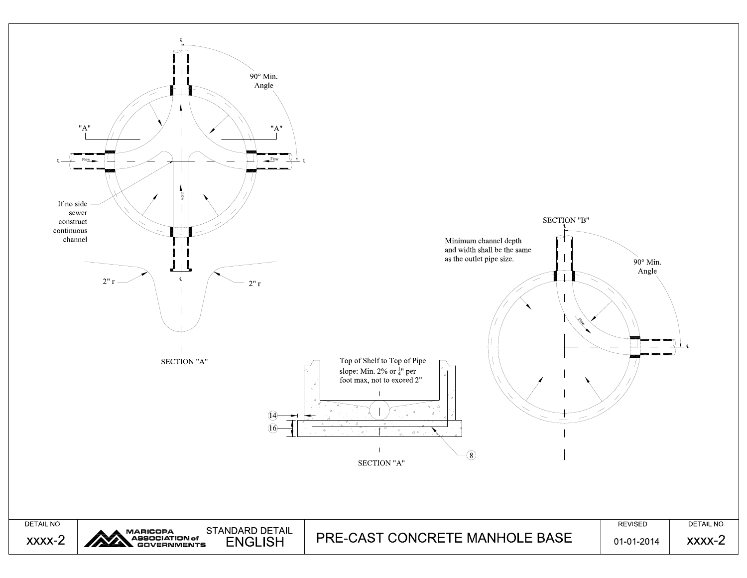90° Min. Angle

"A"

"A"

Flow

Flow

Flow

If no side sewer construct continuous channel

2" r

2" r

SECTION "A"

SECTION "B"

Minimum channel depth and width shall be the same as the outlet pipe size.

90° Min. Angle

Flow

Top of Shelf to Top of Pipe slope: Min. 2% or $\frac{1}{4}$" per foot max, not to exceed 2"

14

16

8

SECTION "A"

| DETAIL NO. | | STANDARD DETAIL | | REVISED | DETAIL NO. |
|---|---|---|---|---|---|
| xxxx-2 | MARICOPA ASSOCIATION of GOVERNMENTS | ENGLISH | PRE-CAST CONCRETE MANHOLE BASE | 01-01-2014 | xxxx-2 |